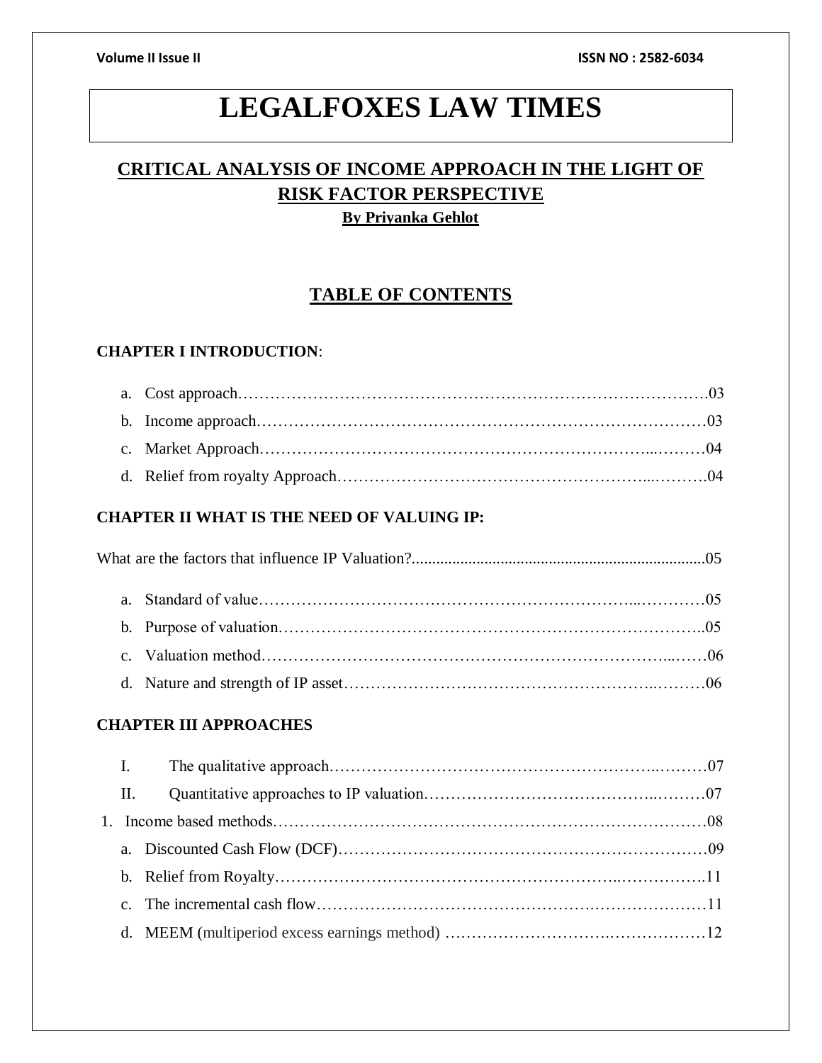# LEGALFOXES LAW TIMES

## CRITICAL ANALYSIS OF INCOME APPROACH IN THE LIGHT OF RISK FACTOR PERSPECTIVE

**By Priyanka Gehlot**

## TABLE OF CONTENTS

**CHAPTER I INTRODUCTION**:

a. Cost approach……………………………………………………………………………03
b. Income approach…………………………………………………………………………03
c. Market Approach……………………………………………………………...………04
d. Relief from royalty Approach………………………………………………...……….04

**CHAPTER II WHAT IS THE NEED OF VALUING IP:**

What are the factors that influence IP Valuation?.........................................................................05

a. Standard of value…………………………………………………………...…………05
b. Purpose of valuation……………………………………………………………………..05
c. Valuation method…………………………………………………………………...……06
d. Nature and strength of IP asset………………………………………………….………06

**CHAPTER III APPROACHES**

I. The qualitative approach……………………………………………………..………07
II. Quantitative approaches to IP valuation……………………………………..………07

1. Income based methods…………………………………………………………………………08
   a. Discounted Cash Flow (DCF)………………………………………………………………09
   b. Relief from Royalty……………………………………………………..……………..11
   c. The incremental cash flow……………………………………………….………………11
   d. MEEM (multiperiod excess earnings method) ………………………….………………12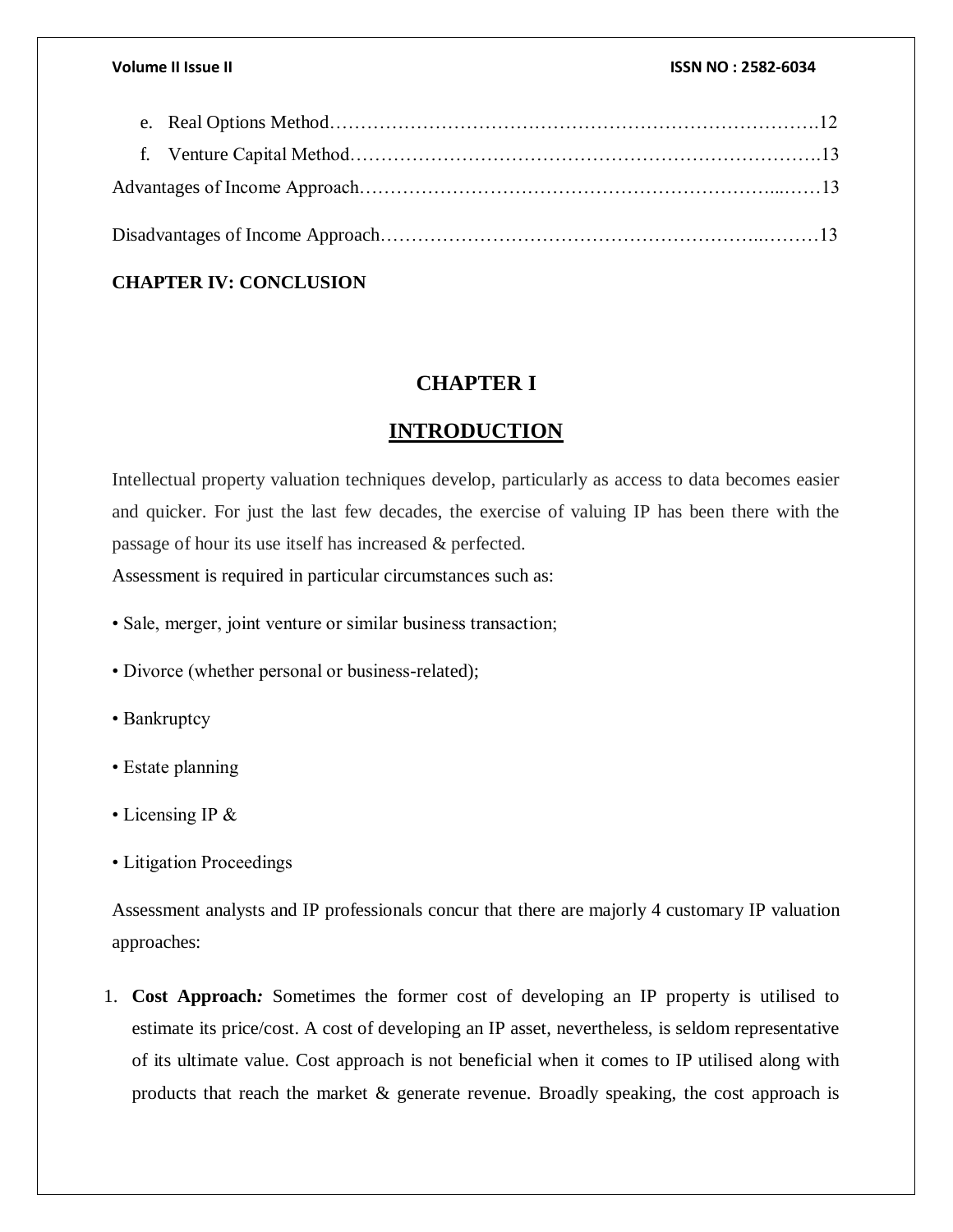e. Real Options Method……………………………………………………………………….12

f. Venture Capital Method……………………………………………………………………13

Advantages of Income Approach…………………………………………………………...……13

Disadvantages of Income Approach…………………………………………………..………13

**CHAPTER IV: CONCLUSION**

# CHAPTER I

## INTRODUCTION

Intellectual property valuation techniques develop, particularly as access to data becomes easier and quicker. For just the last few decades, the exercise of valuing IP has been there with the passage of hour its use itself has increased & perfected.

Assessment is required in particular circumstances such as:

- Sale, merger, joint venture or similar business transaction;
- Divorce (whether personal or business-related);
- Bankruptcy
- Estate planning
- Licensing IP &
- Litigation Proceedings

Assessment analysts and IP professionals concur that there are majorly 4 customary IP valuation approaches:

1. **Cost Approach*:*** Sometimes the former cost of developing an IP property is utilised to estimate its price/cost. A cost of developing an IP asset, nevertheless, is seldom representative of its ultimate value. Cost approach is not beneficial when it comes to IP utilised along with products that reach the market & generate revenue. Broadly speaking, the cost approach is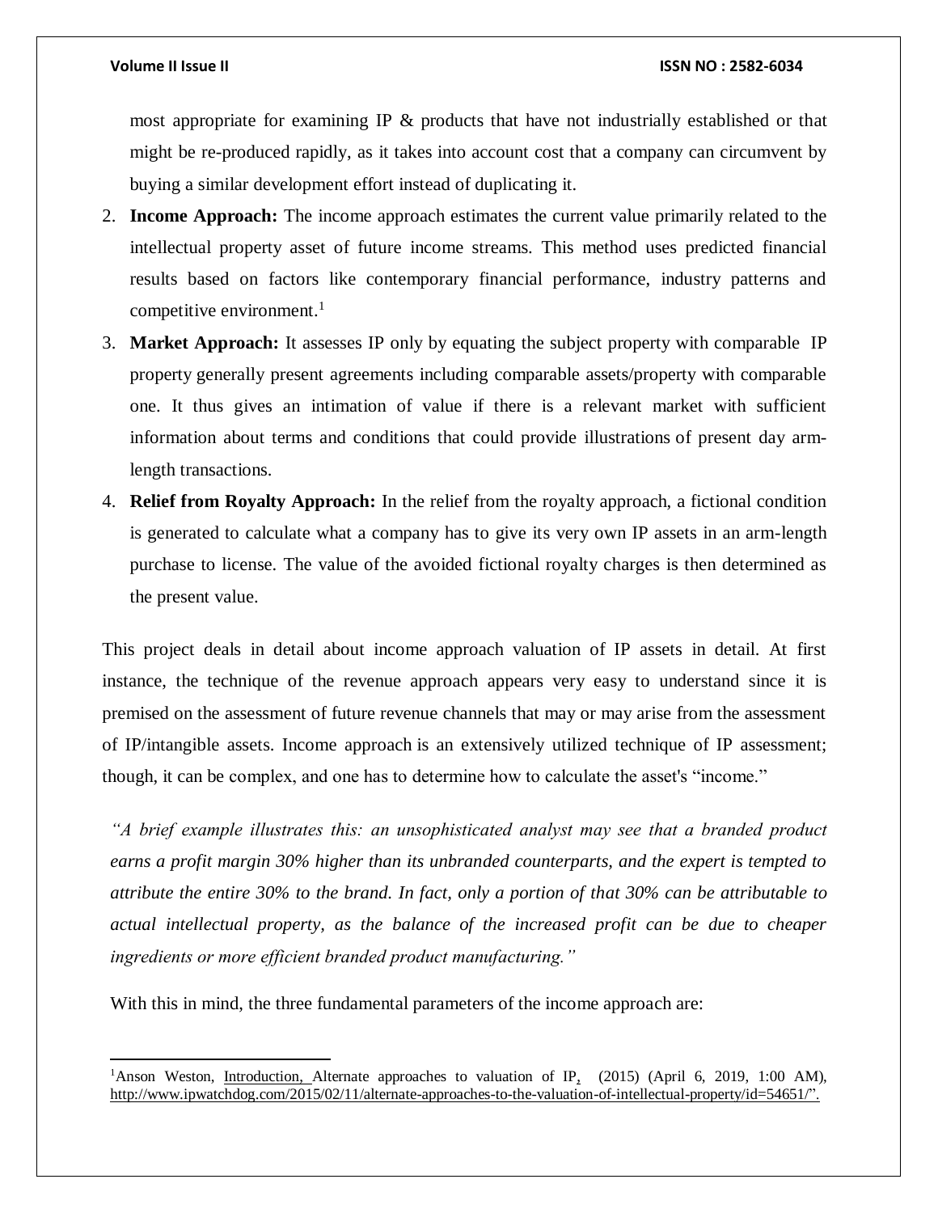most appropriate for examining IP & products that have not industrially established or that might be re-produced rapidly, as it takes into account cost that a company can circumvent by buying a similar development effort instead of duplicating it.

2. **Income Approach:** The income approach estimates the current value primarily related to the intellectual property asset of future income streams. This method uses predicted financial results based on factors like contemporary financial performance, industry patterns and competitive environment.[1]
3. **Market Approach:** It assesses IP only by equating the subject property with comparable IP property generally present agreements including comparable assets/property with comparable one. It thus gives an intimation of value if there is a relevant market with sufficient information about terms and conditions that could provide illustrations of present day arm-length transactions.
4. **Relief from Royalty Approach:** In the relief from the royalty approach, a fictional condition is generated to calculate what a company has to give its very own IP assets in an arm-length purchase to license. The value of the avoided fictional royalty charges is then determined as the present value.

This project deals in detail about income approach valuation of IP assets in detail. At first instance, the technique of the revenue approach appears very easy to understand since it is premised on the assessment of future revenue channels that may or may arise from the assessment of IP/intangible assets. Income approach is an extensively utilized technique of IP assessment; though, it can be complex, and one has to determine how to calculate the asset's "income."

*"A brief example illustrates this: an unsophisticated analyst may see that a branded product earns a profit margin 30% higher than its unbranded counterparts, and the expert is tempted to attribute the entire 30% to the brand. In fact, only a portion of that 30% can be attributable to actual intellectual property, as the balance of the increased profit can be due to cheaper ingredients or more efficient branded product manufacturing."*

With this in mind, the three fundamental parameters of the income approach are:

---

[1] Anson Weston, Introduction, Alternate approaches to valuation of IP, (2015) (April 6, 2019, 1:00 AM), http://www.ipwatchdog.com/2015/02/11/alternate-approaches-to-the-valuation-of-intellectual-property/id=54651/".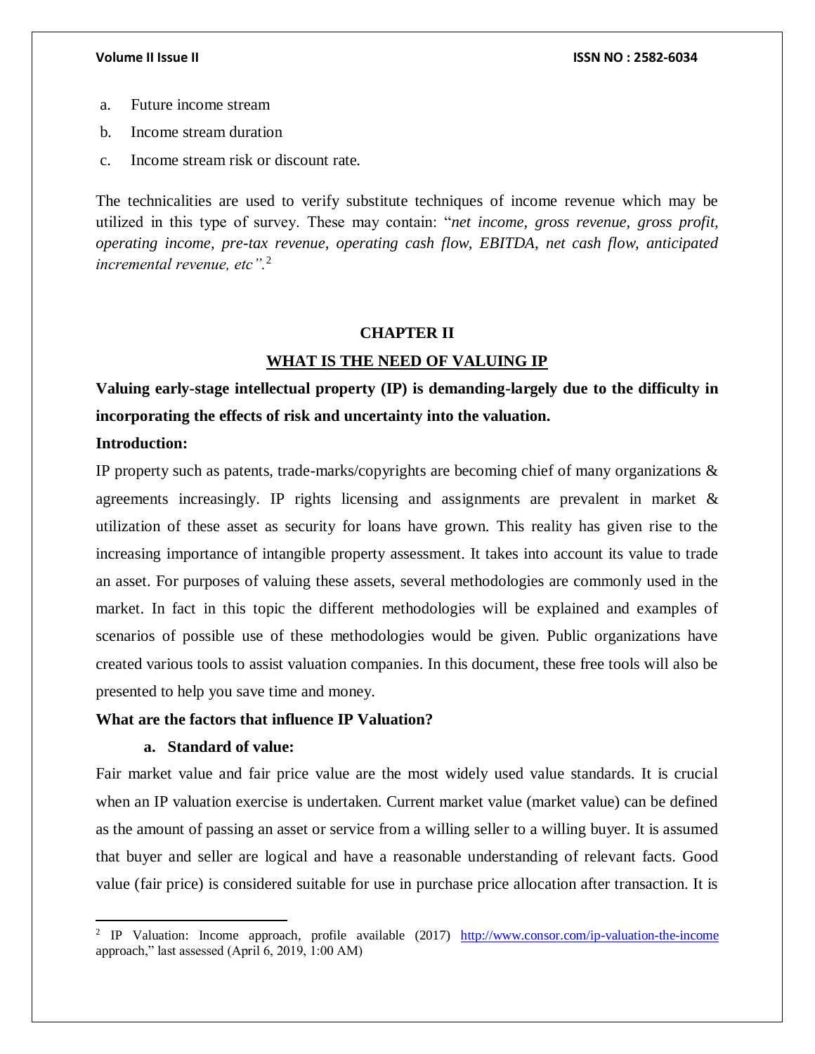a. Future income stream
b. Income stream duration
c. Income stream risk or discount rate.

The technicalities are used to verify substitute techniques of income revenue which may be utilized in this type of survey. These may contain: "*net income, gross revenue, gross profit, operating income, pre-tax revenue, operating cash flow, EBITDA, net cash flow, anticipated incremental revenue, etc"*.[2]

## CHAPTER II

## WHAT IS THE NEED OF VALUING IP

**Valuing early-stage intellectual property (IP) is demanding-largely due to the difficulty in incorporating the effects of risk and uncertainty into the valuation.**

**Introduction:**

IP property such as patents, trade-marks/copyrights are becoming chief of many organizations & agreements increasingly. IP rights licensing and assignments are prevalent in market & utilization of these asset as security for loans have grown. This reality has given rise to the increasing importance of intangible property assessment. It takes into account its value to trade an asset. For purposes of valuing these assets, several methodologies are commonly used in the market. In fact in this topic the different methodologies will be explained and examples of scenarios of possible use of these methodologies would be given. Public organizations have created various tools to assist valuation companies. In this document, these free tools will also be presented to help you save time and money.

**What are the factors that influence IP Valuation?**

**a. Standard of value:**

Fair market value and fair price value are the most widely used value standards. It is crucial when an IP valuation exercise is undertaken. Current market value (market value) can be defined as the amount of passing an asset or service from a willing seller to a willing buyer. It is assumed that buyer and seller are logical and have a reasonable understanding of relevant facts. Good value (fair price) is considered suitable for use in purchase price allocation after transaction. It is

---

[2] IP Valuation: Income approach, profile available (2017) http://www.consor.com/ip-valuation-the-income approach," last assessed (April 6, 2019, 1:00 AM)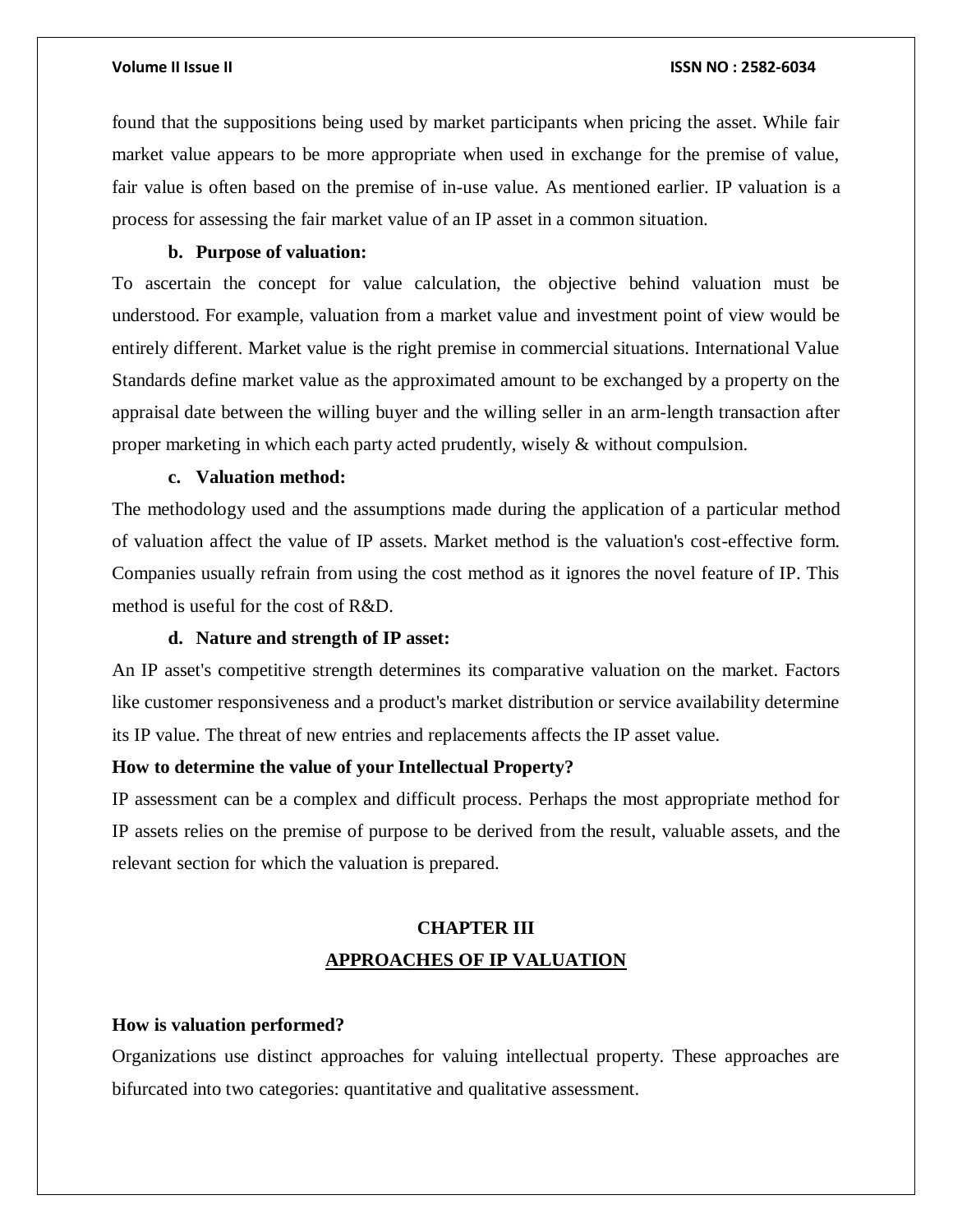found that the suppositions being used by market participants when pricing the asset. While fair market value appears to be more appropriate when used in exchange for the premise of value, fair value is often based on the premise of in-use value. As mentioned earlier. IP valuation is a process for assessing the fair market value of an IP asset in a common situation.

**b. Purpose of valuation:**

To ascertain the concept for value calculation, the objective behind valuation must be understood. For example, valuation from a market value and investment point of view would be entirely different. Market value is the right premise in commercial situations. International Value Standards define market value as the approximated amount to be exchanged by a property on the appraisal date between the willing buyer and the willing seller in an arm-length transaction after proper marketing in which each party acted prudently, wisely & without compulsion.

**c. Valuation method:**

The methodology used and the assumptions made during the application of a particular method of valuation affect the value of IP assets. Market method is the valuation's cost-effective form. Companies usually refrain from using the cost method as it ignores the novel feature of IP. This method is useful for the cost of R&D.

**d. Nature and strength of IP asset:**

An IP asset's competitive strength determines its comparative valuation on the market. Factors like customer responsiveness and a product's market distribution or service availability determine its IP value. The threat of new entries and replacements affects the IP asset value.

**How to determine the value of your Intellectual Property?**

IP assessment can be a complex and difficult process. Perhaps the most appropriate method for IP assets relies on the premise of purpose to be derived from the result, valuable assets, and the relevant section for which the valuation is prepared.

## CHAPTER III

## APPROACHES OF IP VALUATION

**How is valuation performed?**

Organizations use distinct approaches for valuing intellectual property. These approaches are bifurcated into two categories: quantitative and qualitative assessment.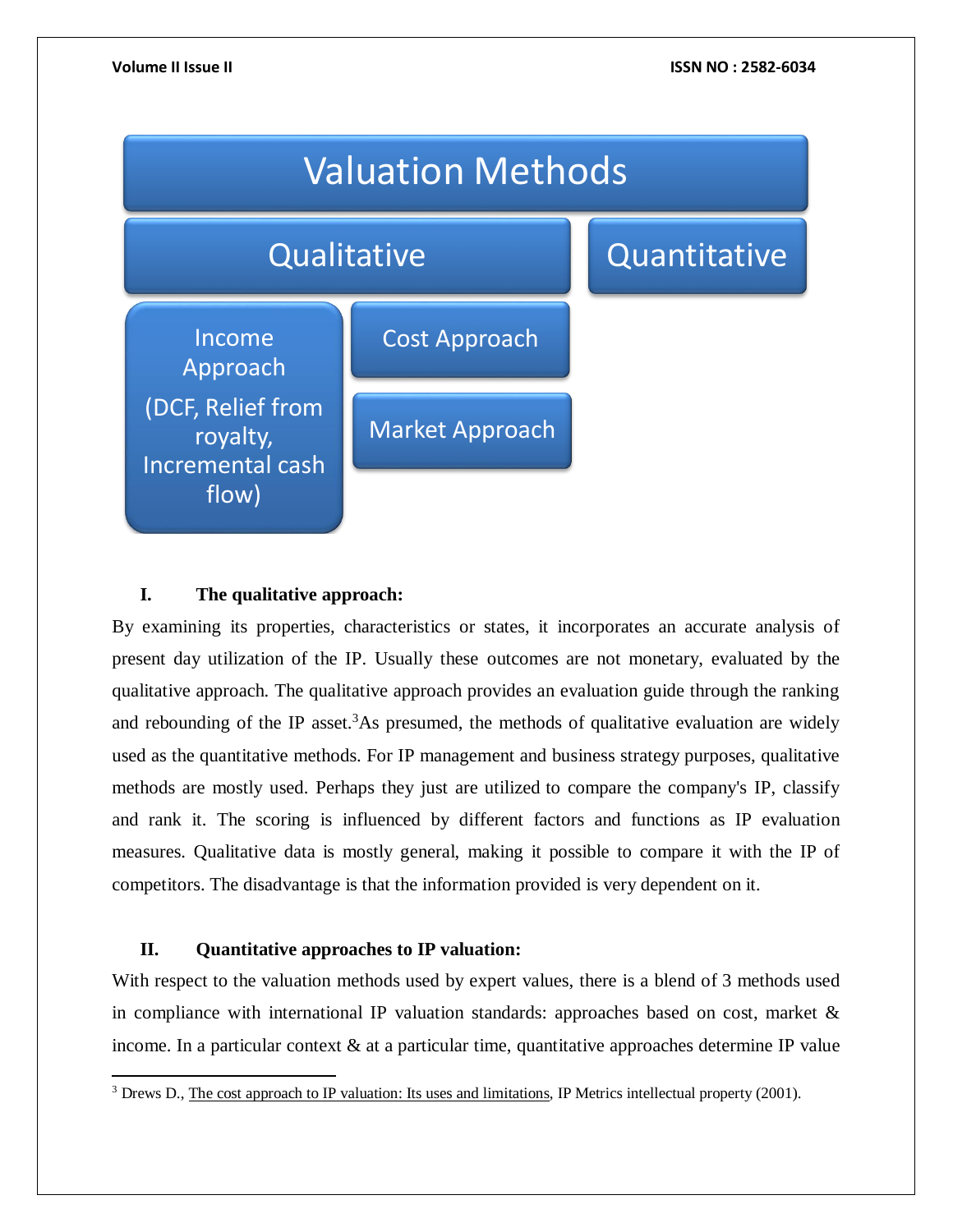Valuation Methods

- Qualitative
  - Income Approach (DCF, Relief from royalty, Incremental cash flow)
  - Cost Approach
  - Market Approach
- Quantitative

**I. The qualitative approach:**

By examining its properties, characteristics or states, it incorporates an accurate analysis of present day utilization of the IP. Usually these outcomes are not monetary, evaluated by the qualitative approach. The qualitative approach provides an evaluation guide through the ranking and rebounding of the IP asset.[3] As presumed, the methods of qualitative evaluation are widely used as the quantitative methods. For IP management and business strategy purposes, qualitative methods are mostly used. Perhaps they just are utilized to compare the company's IP, classify and rank it. The scoring is influenced by different factors and functions as IP evaluation measures. Qualitative data is mostly general, making it possible to compare it with the IP of competitors. The disadvantage is that the information provided is very dependent on it.

**II. Quantitative approaches to IP valuation:**

With respect to the valuation methods used by expert values, there is a blend of 3 methods used in compliance with international IP valuation standards: approaches based on cost, market & income. In a particular context & at a particular time, quantitative approaches determine IP value

---

[3] Drews D., The cost approach to IP valuation: Its uses and limitations, IP Metrics intellectual property (2001).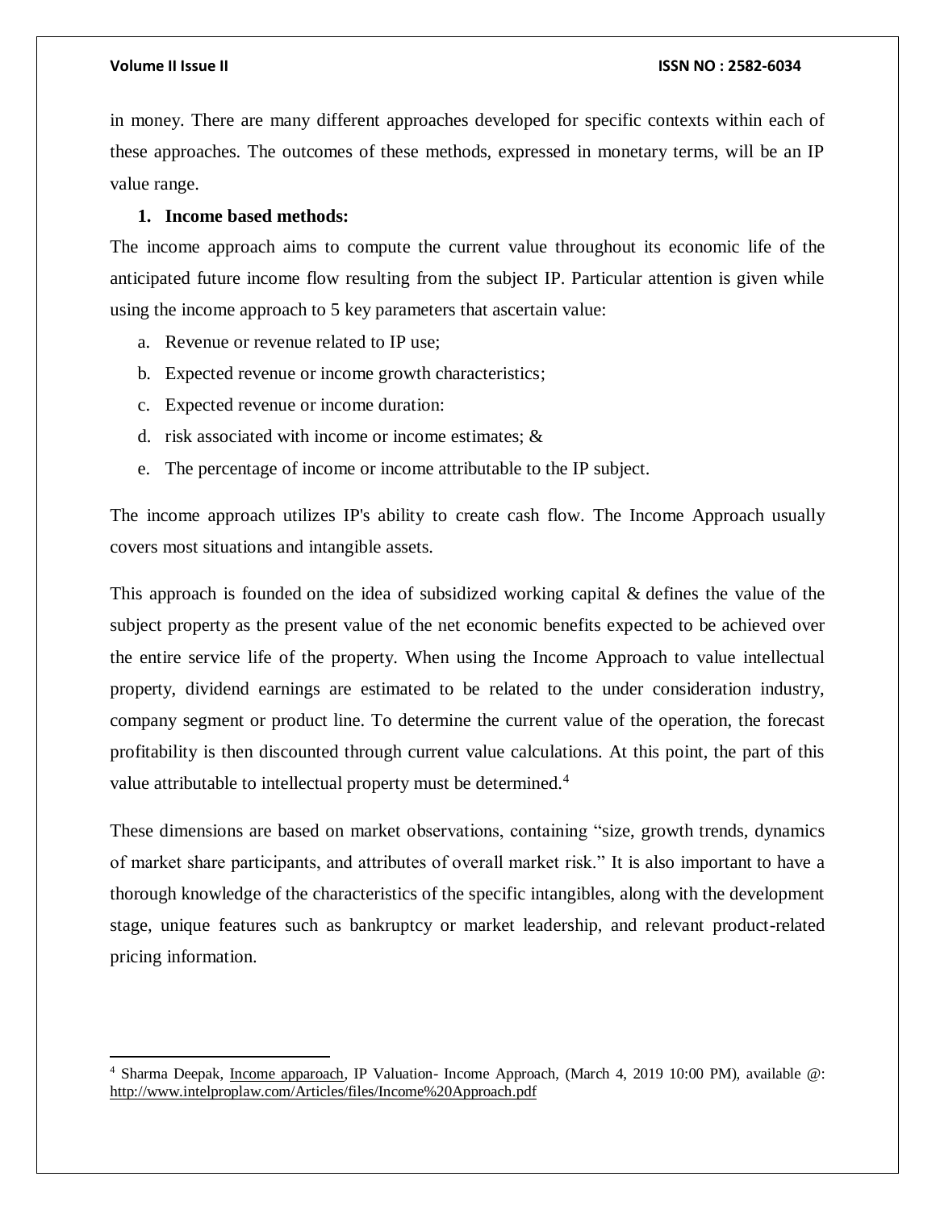in money. There are many different approaches developed for specific contexts within each of these approaches. The outcomes of these methods, expressed in monetary terms, will be an IP value range.

1. **Income based methods:**

The income approach aims to compute the current value throughout its economic life of the anticipated future income flow resulting from the subject IP. Particular attention is given while using the income approach to 5 key parameters that ascertain value:

a. Revenue or revenue related to IP use;
b. Expected revenue or income growth characteristics;
c. Expected revenue or income duration:
d. risk associated with income or income estimates; &
e. The percentage of income or income attributable to the IP subject.

The income approach utilizes IP's ability to create cash flow. The Income Approach usually covers most situations and intangible assets.

This approach is founded on the idea of subsidized working capital & defines the value of the subject property as the present value of the net economic benefits expected to be achieved over the entire service life of the property. When using the Income Approach to value intellectual property, dividend earnings are estimated to be related to the under consideration industry, company segment or product line. To determine the current value of the operation, the forecast profitability is then discounted through current value calculations. At this point, the part of this value attributable to intellectual property must be determined.[4]

These dimensions are based on market observations, containing "size, growth trends, dynamics of market share participants, and attributes of overall market risk." It is also important to have a thorough knowledge of the characteristics of the specific intangibles, along with the development stage, unique features such as bankruptcy or market leadership, and relevant product-related pricing information.

---

[4] Sharma Deepak, Income apparoach, IP Valuation- Income Approach, (March 4, 2019 10:00 PM), available @: http://www.intelproplaw.com/Articles/files/Income%20Approach.pdf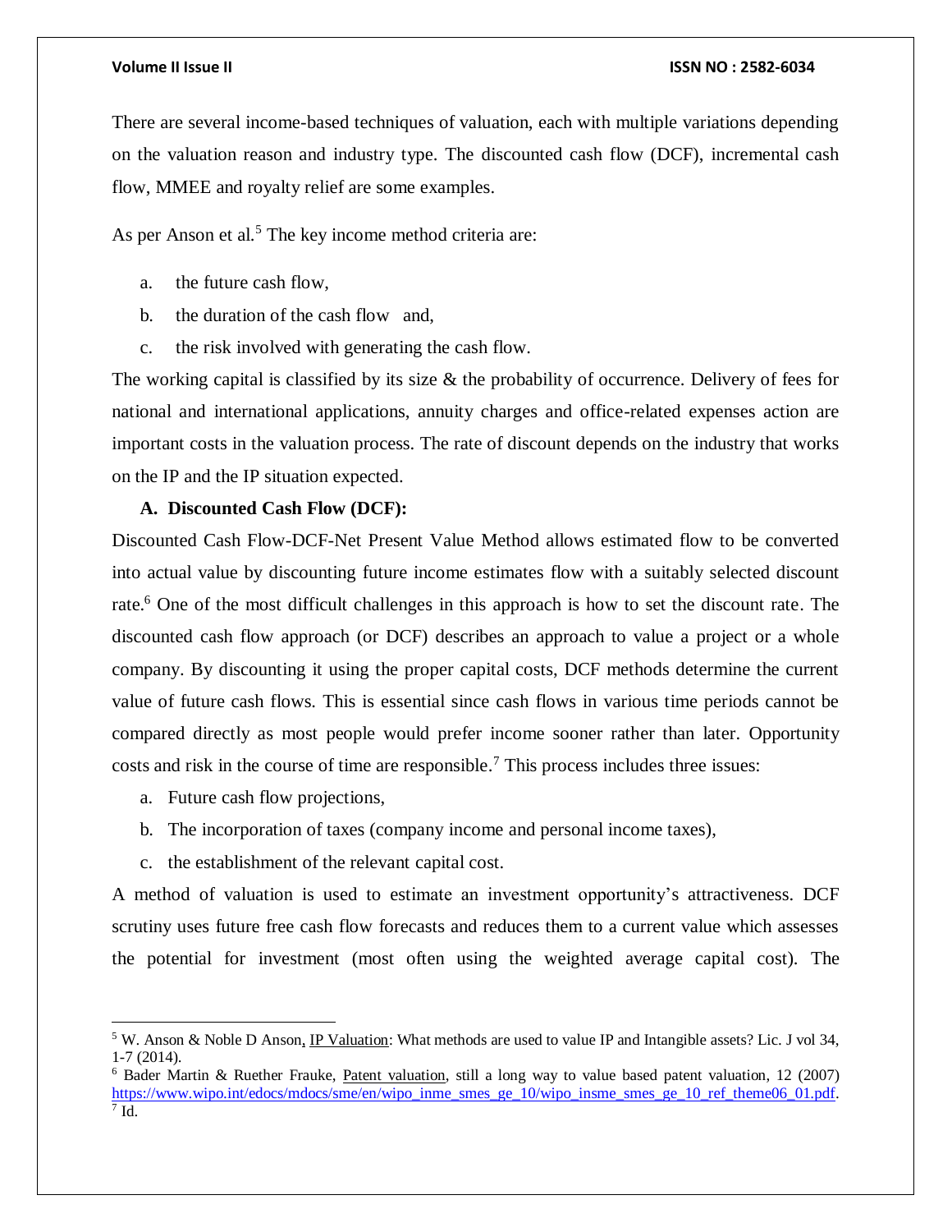There are several income-based techniques of valuation, each with multiple variations depending on the valuation reason and industry type. The discounted cash flow (DCF), incremental cash flow, MMEE and royalty relief are some examples.

As per Anson et al.[5] The key income method criteria are:

a. the future cash flow,
b. the duration of the cash flow and,
c. the risk involved with generating the cash flow.

The working capital is classified by its size & the probability of occurrence. Delivery of fees for national and international applications, annuity charges and office-related expenses action are important costs in the valuation process. The rate of discount depends on the industry that works on the IP and the IP situation expected.

**A. Discounted Cash Flow (DCF):**

Discounted Cash Flow-DCF-Net Present Value Method allows estimated flow to be converted into actual value by discounting future income estimates flow with a suitably selected discount rate.[6] One of the most difficult challenges in this approach is how to set the discount rate. The discounted cash flow approach (or DCF) describes an approach to value a project or a whole company. By discounting it using the proper capital costs, DCF methods determine the current value of future cash flows. This is essential since cash flows in various time periods cannot be compared directly as most people would prefer income sooner rather than later. Opportunity costs and risk in the course of time are responsible.[7] This process includes three issues:

a. Future cash flow projections,
b. The incorporation of taxes (company income and personal income taxes),
c. the establishment of the relevant capital cost.

A method of valuation is used to estimate an investment opportunity's attractiveness. DCF scrutiny uses future free cash flow forecasts and reduces them to a current value which assesses the potential for investment (most often using the weighted average capital cost). The

---

[5] W. Anson & Noble D Anson, IP Valuation: What methods are used to value IP and Intangible assets? Lic. J vol 34, 1-7 (2014).

[6] Bader Martin & Ruether Frauke, Patent valuation, still a long way to value based patent valuation, 12 (2007) https://www.wipo.int/edocs/mdocs/sme/en/wipo_inme_smes_ge_10/wipo_insme_smes_ge_10_ref_theme06_01.pdf.

[7] Id.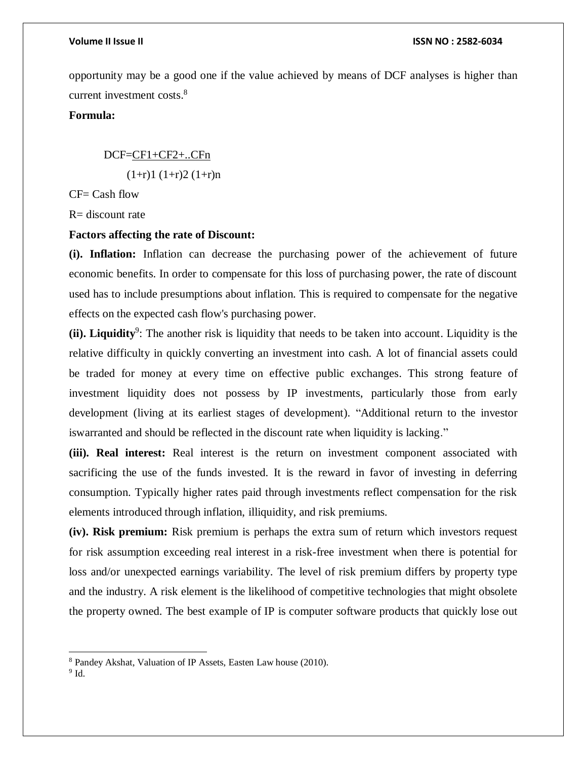opportunity may be a good one if the value achieved by means of DCF analyses is higher than current investment costs.[8]

**Formula:**

$$DCF = \frac{CF1 + CF2 + .. CFn}{(1+r)1 \ (1+r)2 \ (1+r)n}$$

CF= Cash flow

R= discount rate

**Factors affecting the rate of Discount:**

**(i). Inflation:** Inflation can decrease the purchasing power of the achievement of future economic benefits. In order to compensate for this loss of purchasing power, the rate of discount used has to include presumptions about inflation. This is required to compensate for the negative effects on the expected cash flow's purchasing power.

**(ii). Liquidity**[9]: The another risk is liquidity that needs to be taken into account. Liquidity is the relative difficulty in quickly converting an investment into cash. A lot of financial assets could be traded for money at every time on effective public exchanges. This strong feature of investment liquidity does not possess by IP investments, particularly those from early development (living at its earliest stages of development). "Additional return to the investor iswarranted and should be reflected in the discount rate when liquidity is lacking."

**(iii). Real interest:** Real interest is the return on investment component associated with sacrificing the use of the funds invested. It is the reward in favor of investing in deferring consumption. Typically higher rates paid through investments reflect compensation for the risk elements introduced through inflation, illiquidity, and risk premiums.

**(iv). Risk premium:** Risk premium is perhaps the extra sum of return which investors request for risk assumption exceeding real interest in a risk-free investment when there is potential for loss and/or unexpected earnings variability. The level of risk premium differs by property type and the industry. A risk element is the likelihood of competitive technologies that might obsolete the property owned. The best example of IP is computer software products that quickly lose out

---

[8] Pandey Akshat, Valuation of IP Assets, Easten Law house (2010).

[9] Id.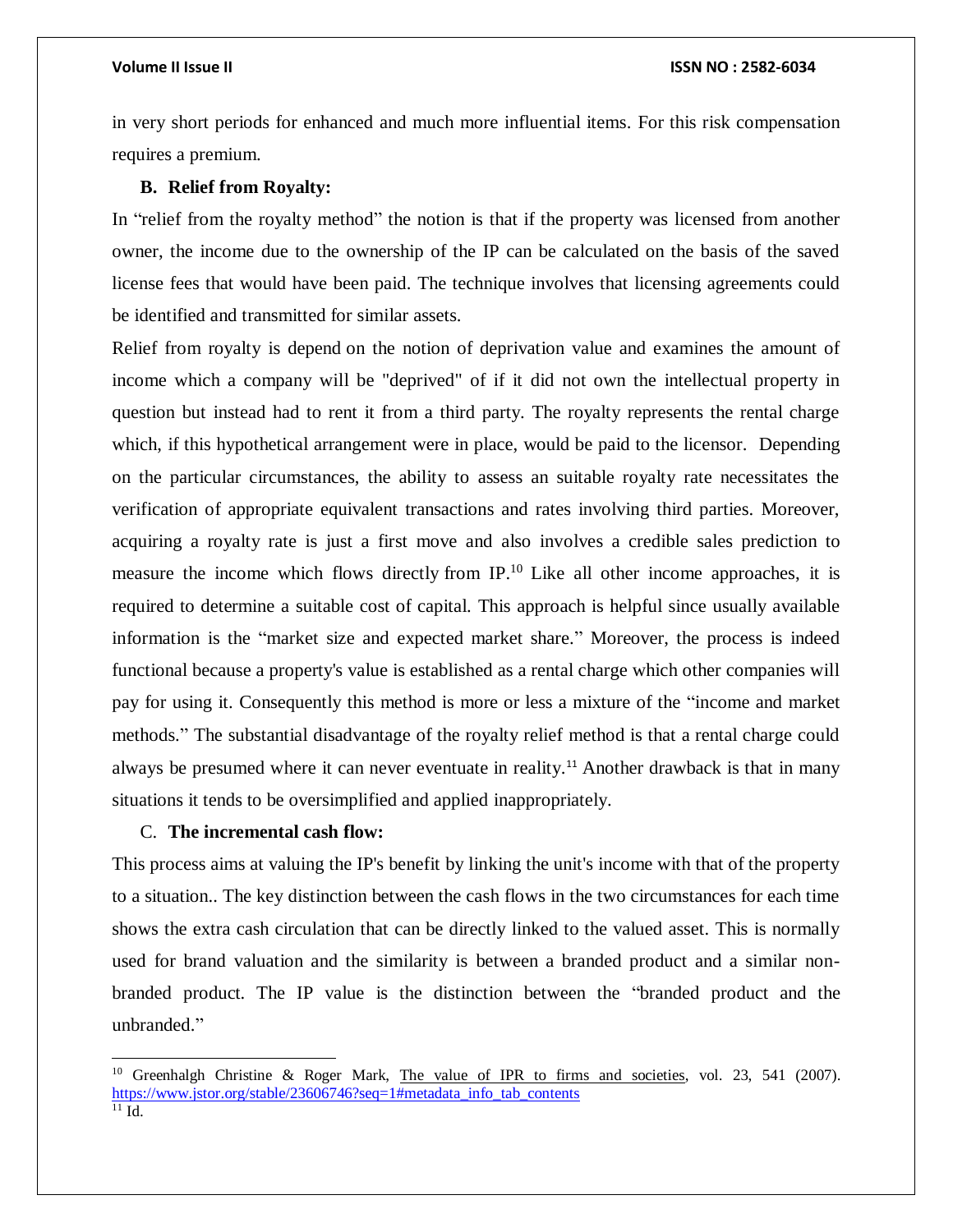in very short periods for enhanced and much more influential items. For this risk compensation requires a premium.

### B. Relief from Royalty:

In "relief from the royalty method" the notion is that if the property was licensed from another owner, the income due to the ownership of the IP can be calculated on the basis of the saved license fees that would have been paid. The technique involves that licensing agreements could be identified and transmitted for similar assets.

Relief from royalty is depend on the notion of deprivation value and examines the amount of income which a company will be "deprived" of if it did not own the intellectual property in question but instead had to rent it from a third party. The royalty represents the rental charge which, if this hypothetical arrangement were in place, would be paid to the licensor. Depending on the particular circumstances, the ability to assess an suitable royalty rate necessitates the verification of appropriate equivalent transactions and rates involving third parties. Moreover, acquiring a royalty rate is just a first move and also involves a credible sales prediction to measure the income which flows directly from IP.[10] Like all other income approaches, it is required to determine a suitable cost of capital. This approach is helpful since usually available information is the "market size and expected market share." Moreover, the process is indeed functional because a property's value is established as a rental charge which other companies will pay for using it. Consequently this method is more or less a mixture of the "income and market methods." The substantial disadvantage of the royalty relief method is that a rental charge could always be presumed where it can never eventuate in reality.[11] Another drawback is that in many situations it tends to be oversimplified and applied inappropriately.

### C. The incremental cash flow:

This process aims at valuing the IP's benefit by linking the unit's income with that of the property to a situation.. The key distinction between the cash flows in the two circumstances for each time shows the extra cash circulation that can be directly linked to the valued asset. This is normally used for brand valuation and the similarity is between a branded product and a similar non-branded product. The IP value is the distinction between the "branded product and the unbranded."

---

[10] Greenhalgh Christine & Roger Mark, The value of IPR to firms and societies, vol. 23, 541 (2007). https://www.jstor.org/stable/23606746?seq=1#metadata_info_tab_contents

[11] Id.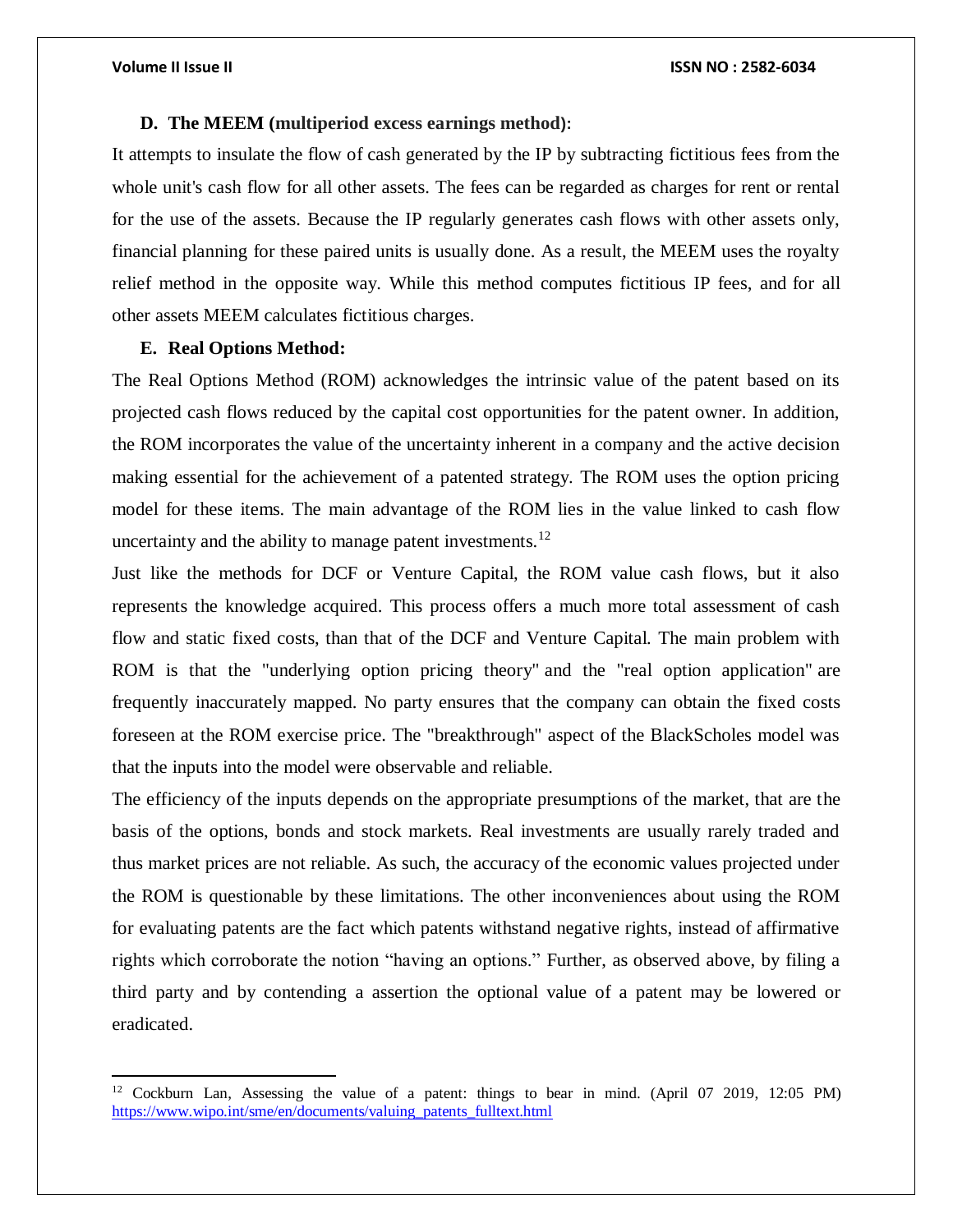### D. The MEEM (multiperiod excess earnings method):

It attempts to insulate the flow of cash generated by the IP by subtracting fictitious fees from the whole unit's cash flow for all other assets. The fees can be regarded as charges for rent or rental for the use of the assets. Because the IP regularly generates cash flows with other assets only, financial planning for these paired units is usually done. As a result, the MEEM uses the royalty relief method in the opposite way. While this method computes fictitious IP fees, and for all other assets MEEM calculates fictitious charges.

### E. Real Options Method:

The Real Options Method (ROM) acknowledges the intrinsic value of the patent based on its projected cash flows reduced by the capital cost opportunities for the patent owner. In addition, the ROM incorporates the value of the uncertainty inherent in a company and the active decision making essential for the achievement of a patented strategy. The ROM uses the option pricing model for these items. The main advantage of the ROM lies in the value linked to cash flow uncertainty and the ability to manage patent investments.[12]

Just like the methods for DCF or Venture Capital, the ROM value cash flows, but it also represents the knowledge acquired. This process offers a much more total assessment of cash flow and static fixed costs, than that of the DCF and Venture Capital. The main problem with ROM is that the "underlying option pricing theory" and the "real option application" are frequently inaccurately mapped. No party ensures that the company can obtain the fixed costs foreseen at the ROM exercise price. The "breakthrough" aspect of the BlackScholes model was that the inputs into the model were observable and reliable.

The efficiency of the inputs depends on the appropriate presumptions of the market, that are the basis of the options, bonds and stock markets. Real investments are usually rarely traded and thus market prices are not reliable. As such, the accuracy of the economic values projected under the ROM is questionable by these limitations. The other inconveniences about using the ROM for evaluating patents are the fact which patents withstand negative rights, instead of affirmative rights which corroborate the notion "having an options." Further, as observed above, by filing a third party and by contending a assertion the optional value of a patent may be lowered or eradicated.

---

[12] Cockburn Lan, Assessing the value of a patent: things to bear in mind. (April 07 2019, 12:05 PM) https://www.wipo.int/sme/en/documents/valuing_patents_fulltext.html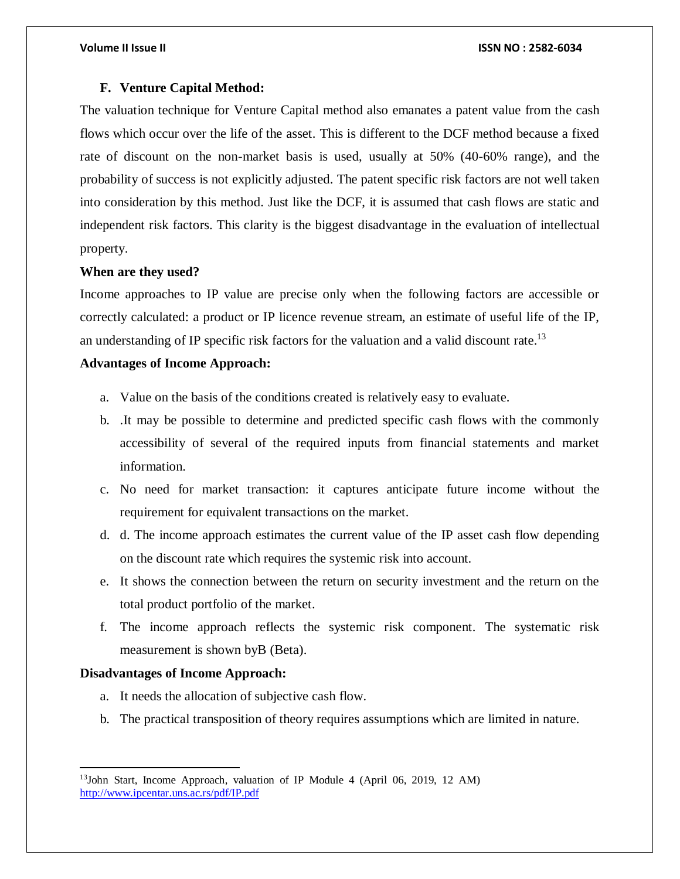### F. Venture Capital Method:

The valuation technique for Venture Capital method also emanates a patent value from the cash flows which occur over the life of the asset. This is different to the DCF method because a fixed rate of discount on the non-market basis is used, usually at 50% (40-60% range), and the probability of success is not explicitly adjusted. The patent specific risk factors are not well taken into consideration by this method. Just like the DCF, it is assumed that cash flows are static and independent risk factors. This clarity is the biggest disadvantage in the evaluation of intellectual property.

**When are they used?**

Income approaches to IP value are precise only when the following factors are accessible or correctly calculated: a product or IP licence revenue stream, an estimate of useful life of the IP, an understanding of IP specific risk factors for the valuation and a valid discount rate.[13]

**Advantages of Income Approach:**

a. Value on the basis of the conditions created is relatively easy to evaluate.
b. .It may be possible to determine and predicted specific cash flows with the commonly accessibility of several of the required inputs from financial statements and market information.
c. No need for market transaction: it captures anticipate future income without the requirement for equivalent transactions on the market.
d. d. The income approach estimates the current value of the IP asset cash flow depending on the discount rate which requires the systemic risk into account.
e. It shows the connection between the return on security investment and the return on the total product portfolio of the market.
f. The income approach reflects the systemic risk component. The systematic risk measurement is shown byB (Beta).

**Disadvantages of Income Approach:**

a. It needs the allocation of subjective cash flow.
b. The practical transposition of theory requires assumptions which are limited in nature.

---

[13]John Start, Income Approach, valuation of IP Module 4 (April 06, 2019, 12 AM) http://www.ipcentar.uns.ac.rs/pdf/IP.pdf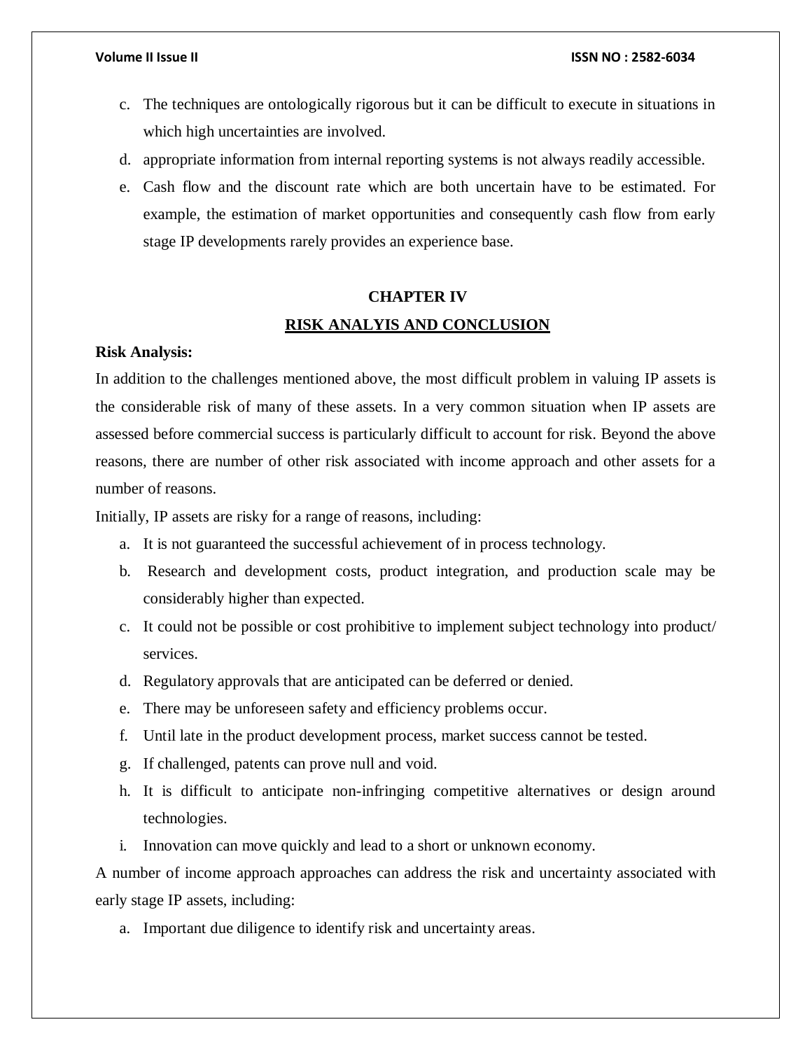c. The techniques are ontologically rigorous but it can be difficult to execute in situations in which high uncertainties are involved.
d. appropriate information from internal reporting systems is not always readily accessible.
e. Cash flow and the discount rate which are both uncertain have to be estimated. For example, the estimation of market opportunities and consequently cash flow from early stage IP developments rarely provides an experience base.

## CHAPTER IV

## RISK ANALYIS AND CONCLUSION

**Risk Analysis:**

In addition to the challenges mentioned above, the most difficult problem in valuing IP assets is the considerable risk of many of these assets. In a very common situation when IP assets are assessed before commercial success is particularly difficult to account for risk. Beyond the above reasons, there are number of other risk associated with income approach and other assets for a number of reasons.

Initially, IP assets are risky for a range of reasons, including:

a. It is not guaranteed the successful achievement of in process technology.
b. Research and development costs, product integration, and production scale may be considerably higher than expected.
c. It could not be possible or cost prohibitive to implement subject technology into product/ services.
d. Regulatory approvals that are anticipated can be deferred or denied.
e. There may be unforeseen safety and efficiency problems occur.
f. Until late in the product development process, market success cannot be tested.
g. If challenged, patents can prove null and void.
h. It is difficult to anticipate non-infringing competitive alternatives or design around technologies.
i. Innovation can move quickly and lead to a short or unknown economy.

A number of income approach approaches can address the risk and uncertainty associated with early stage IP assets, including:

a. Important due diligence to identify risk and uncertainty areas.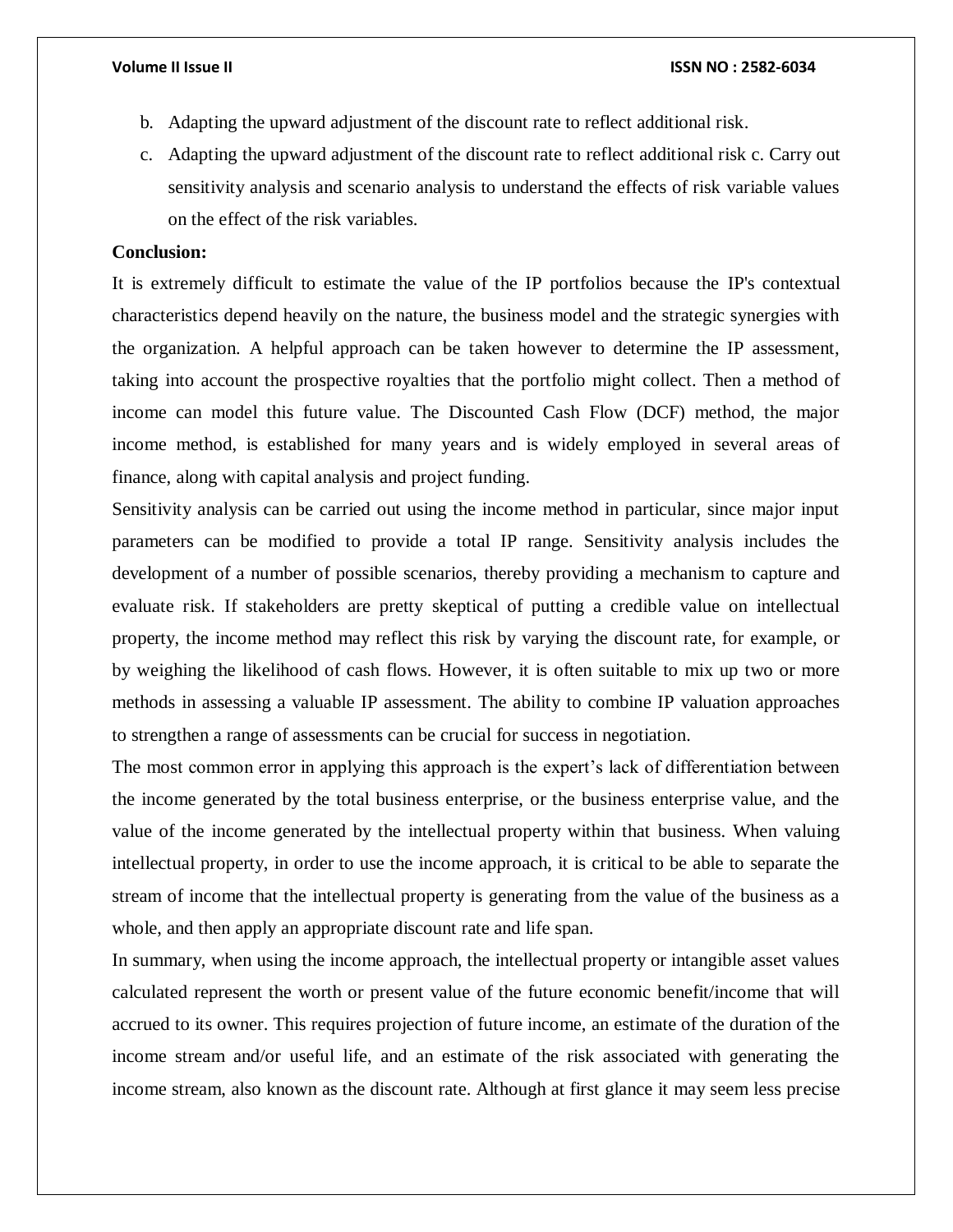b. Adapting the upward adjustment of the discount rate to reflect additional risk.

c. Adapting the upward adjustment of the discount rate to reflect additional risk c. Carry out sensitivity analysis and scenario analysis to understand the effects of risk variable values on the effect of the risk variables.

**Conclusion:**

It is extremely difficult to estimate the value of the IP portfolios because the IP's contextual characteristics depend heavily on the nature, the business model and the strategic synergies with the organization. A helpful approach can be taken however to determine the IP assessment, taking into account the prospective royalties that the portfolio might collect. Then a method of income can model this future value. The Discounted Cash Flow (DCF) method, the major income method, is established for many years and is widely employed in several areas of finance, along with capital analysis and project funding.

Sensitivity analysis can be carried out using the income method in particular, since major input parameters can be modified to provide a total IP range. Sensitivity analysis includes the development of a number of possible scenarios, thereby providing a mechanism to capture and evaluate risk. If stakeholders are pretty skeptical of putting a credible value on intellectual property, the income method may reflect this risk by varying the discount rate, for example, or by weighing the likelihood of cash flows. However, it is often suitable to mix up two or more methods in assessing a valuable IP assessment. The ability to combine IP valuation approaches to strengthen a range of assessments can be crucial for success in negotiation.

The most common error in applying this approach is the expert's lack of differentiation between the income generated by the total business enterprise, or the business enterprise value, and the value of the income generated by the intellectual property within that business. When valuing intellectual property, in order to use the income approach, it is critical to be able to separate the stream of income that the intellectual property is generating from the value of the business as a whole, and then apply an appropriate discount rate and life span.

In summary, when using the income approach, the intellectual property or intangible asset values calculated represent the worth or present value of the future economic benefit/income that will accrued to its owner. This requires projection of future income, an estimate of the duration of the income stream and/or useful life, and an estimate of the risk associated with generating the income stream, also known as the discount rate. Although at first glance it may seem less precise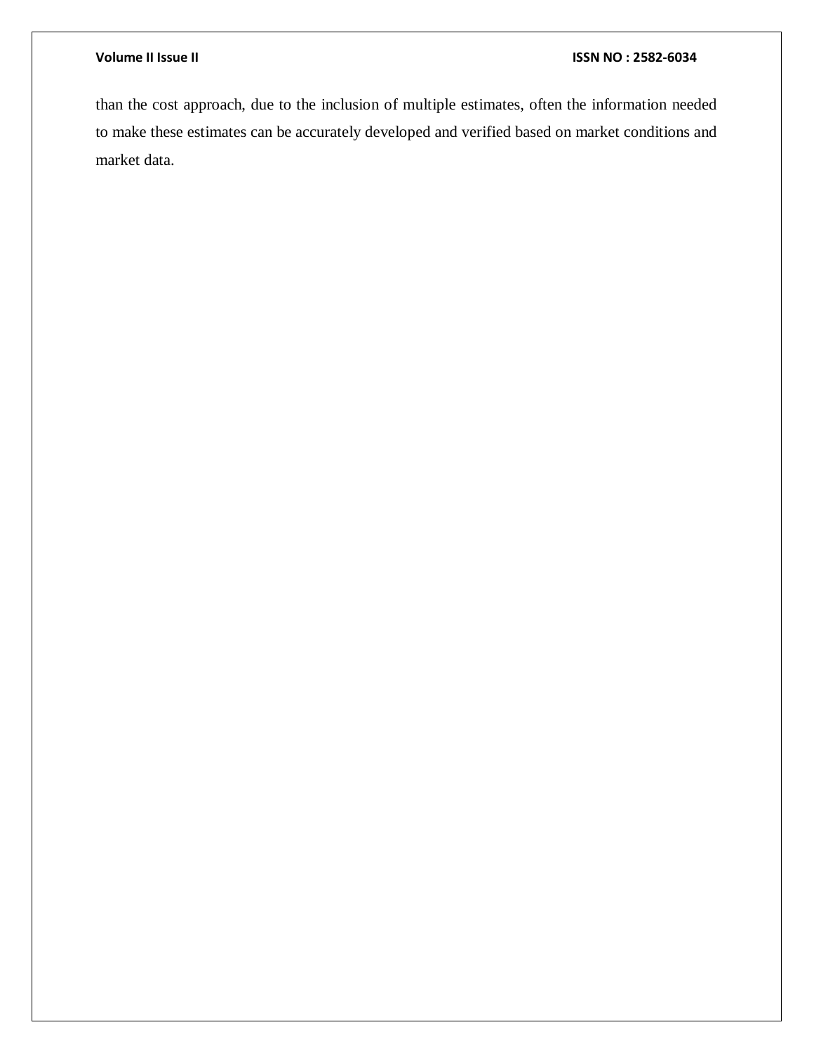than the cost approach, due to the inclusion of multiple estimates, often the information needed to make these estimates can be accurately developed and verified based on market conditions and market data.